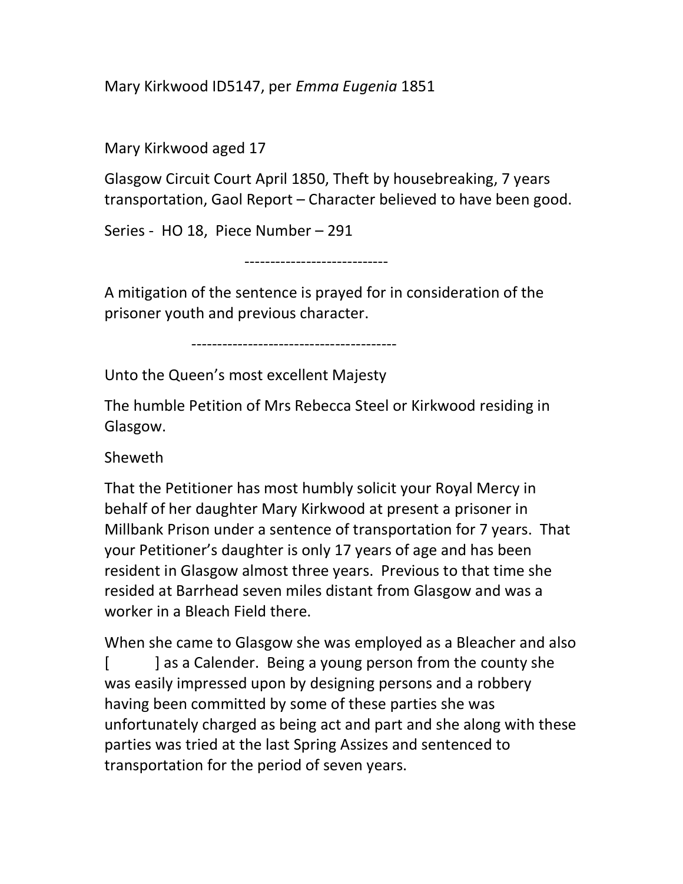Mary Kirkwood ID5147, per *Emma Eugenia* 1851

Mary Kirkwood aged 17

Glasgow Circuit Court April 1850, Theft by housebreaking, 7 years transportation, Gaol Report – Character believed to have been good.

Series - HO 18, Piece Number – 291

----------------------------

A mitigation of the sentence is prayed for in consideration of the prisoner youth and previous character.

----------------------------------------

Unto the Queen's most excellent Majesty

The humble Petition of Mrs Rebecca Steel or Kirkwood residing in Glasgow.

Sheweth

That the Petitioner has most humbly solicit your Royal Mercy in behalf of her daughter Mary Kirkwood at present a prisoner in Millbank Prison under a sentence of transportation for 7 years. That your Petitioner's daughter is only 17 years of age and has been resident in Glasgow almost three years. Previous to that time she resided at Barrhead seven miles distant from Glasgow and was a worker in a Bleach Field there.

When she came to Glasgow she was employed as a Bleacher and also [ ] as a Calender. Being a young person from the county she was easily impressed upon by designing persons and a robbery having been committed by some of these parties she was unfortunately charged as being act and part and she along with these parties was tried at the last Spring Assizes and sentenced to transportation for the period of seven years.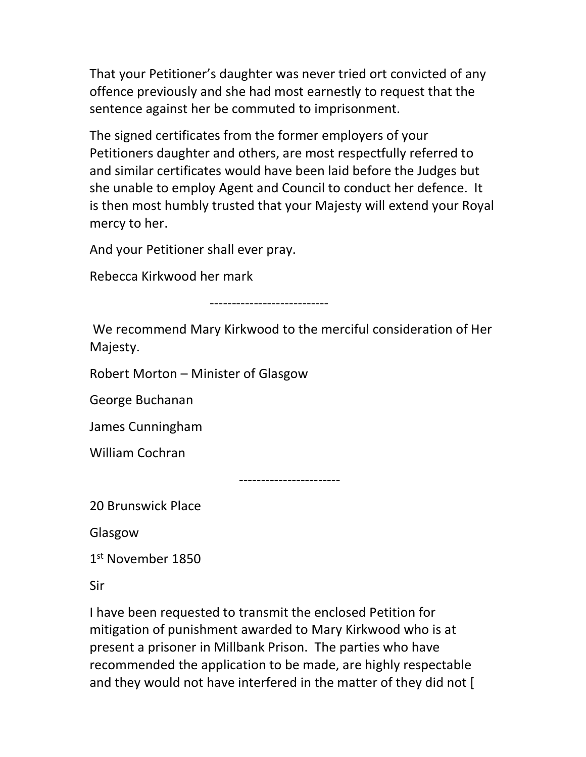That your Petitioner's daughter was never tried ort convicted of any offence previously and she had most earnestly to request that the sentence against her be commuted to imprisonment.

The signed certificates from the former employers of your Petitioners daughter and others, are most respectfully referred to and similar certificates would have been laid before the Judges but she unable to employ Agent and Council to conduct her defence. It is then most humbly trusted that your Majesty will extend your Royal mercy to her.

And your Petitioner shall ever pray.

Rebecca Kirkwood her mark

---------------------------

We recommend Mary Kirkwood to the merciful consideration of Her Majesty.

Robert Morton – Minister of Glasgow

George Buchanan

James Cunningham

William Cochran

-----------------------

20 Brunswick Place

Glasgow

1st November 1850

Sir

I have been requested to transmit the enclosed Petition for mitigation of punishment awarded to Mary Kirkwood who is at present a prisoner in Millbank Prison. The parties who have recommended the application to be made, are highly respectable and they would not have interfered in the matter of they did not [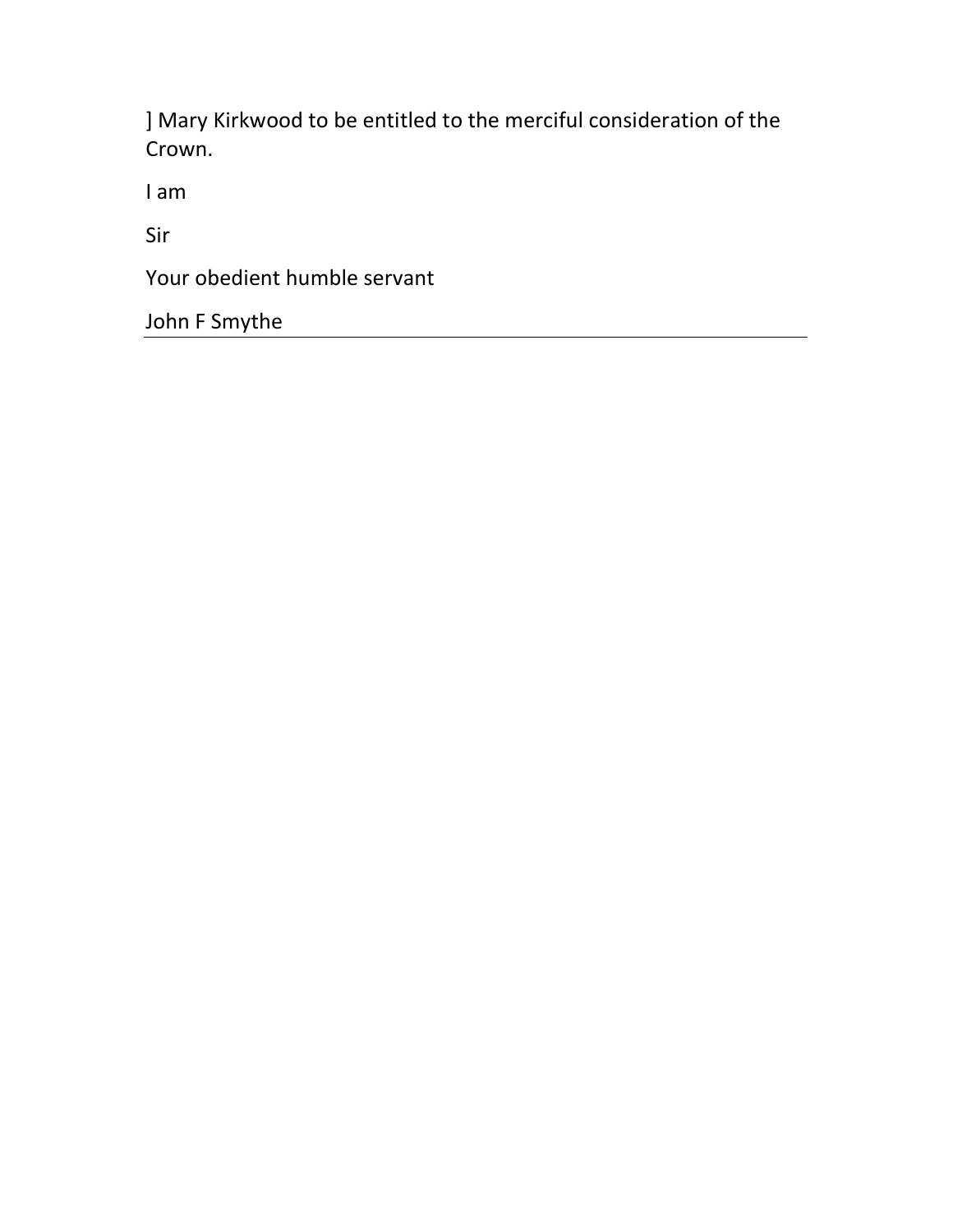] Mary Kirkwood to be entitled to the merciful consideration of the Crown.

I am

Sir

Your obedient humble servant

John F Smythe